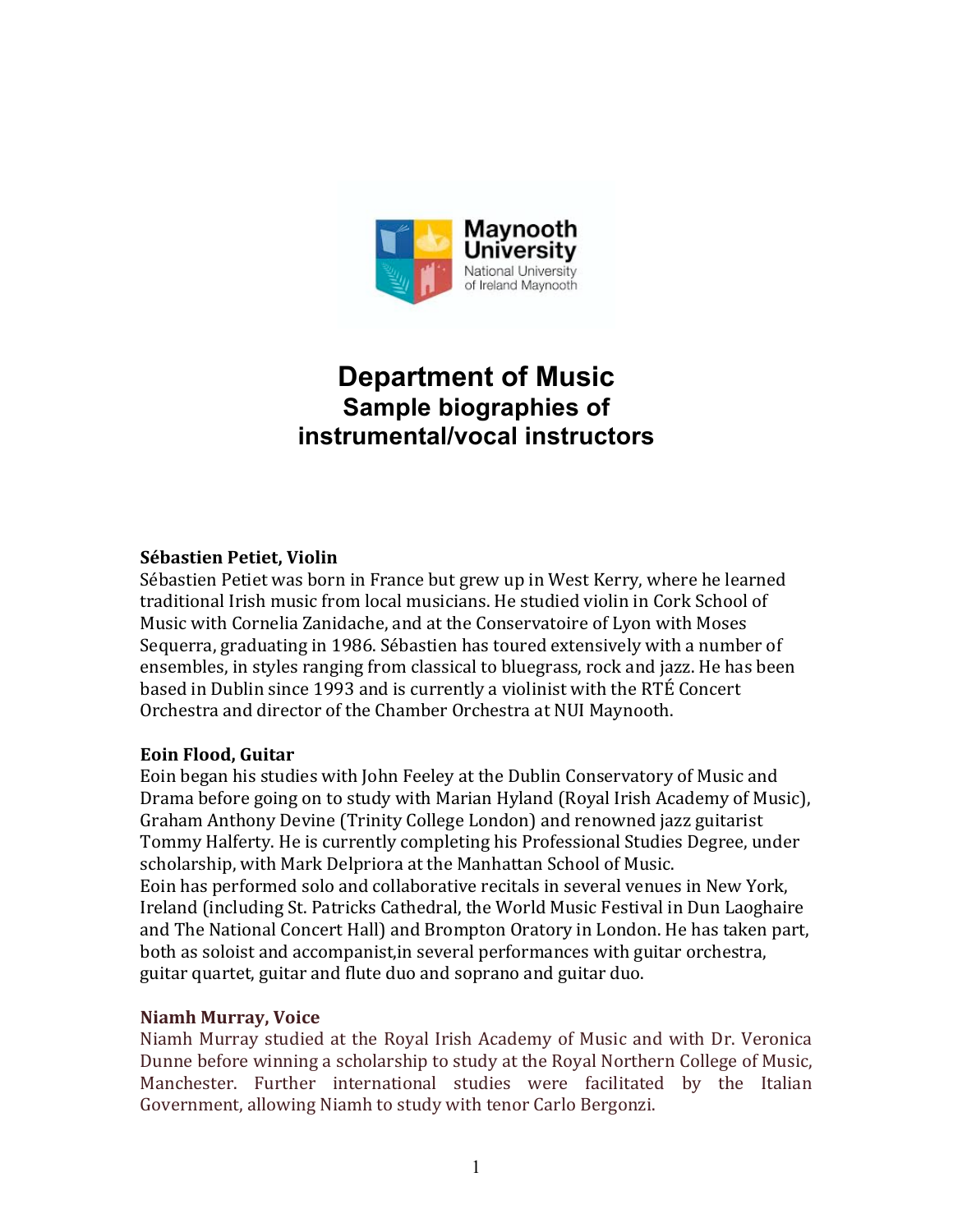Maynooth University
National University of Ireland Maynooth

# Department of Music

## Sample biographies of instrumental/vocal instructors

**Sébastien Petiet, Violin**

Sébastien Petiet was born in France but grew up in West Kerry, where he learned traditional Irish music from local musicians. He studied violin in Cork School of Music with Cornelia Zanidache, and at the Conservatoire of Lyon with Moses Sequerra, graduating in 1986. Sébastien has toured extensively with a number of ensembles, in styles ranging from classical to bluegrass, rock and jazz. He has been based in Dublin since 1993 and is currently a violinist with the RTÉ Concert Orchestra and director of the Chamber Orchestra at NUI Maynooth.

**Eoin Flood, Guitar**

Eoin began his studies with John Feeley at the Dublin Conservatory of Music and Drama before going on to study with Marian Hyland (Royal Irish Academy of Music), Graham Anthony Devine (Trinity College London) and renowned jazz guitarist Tommy Halferty. He is currently completing his Professional Studies Degree, under scholarship, with Mark Delpriora at the Manhattan School of Music.
Eoin has performed solo and collaborative recitals in several venues in New York, Ireland (including St. Patricks Cathedral, the World Music Festival in Dun Laoghaire and The National Concert Hall) and Brompton Oratory in London. He has taken part, both as soloist and accompanist,in several performances with guitar orchestra, guitar quartet, guitar and flute duo and soprano and guitar duo.

**Niamh Murray, Voice**

Niamh Murray studied at the Royal Irish Academy of Music and with Dr. Veronica Dunne before winning a scholarship to study at the Royal Northern College of Music, Manchester. Further international studies were facilitated by the Italian Government, allowing Niamh to study with tenor Carlo Bergonzi.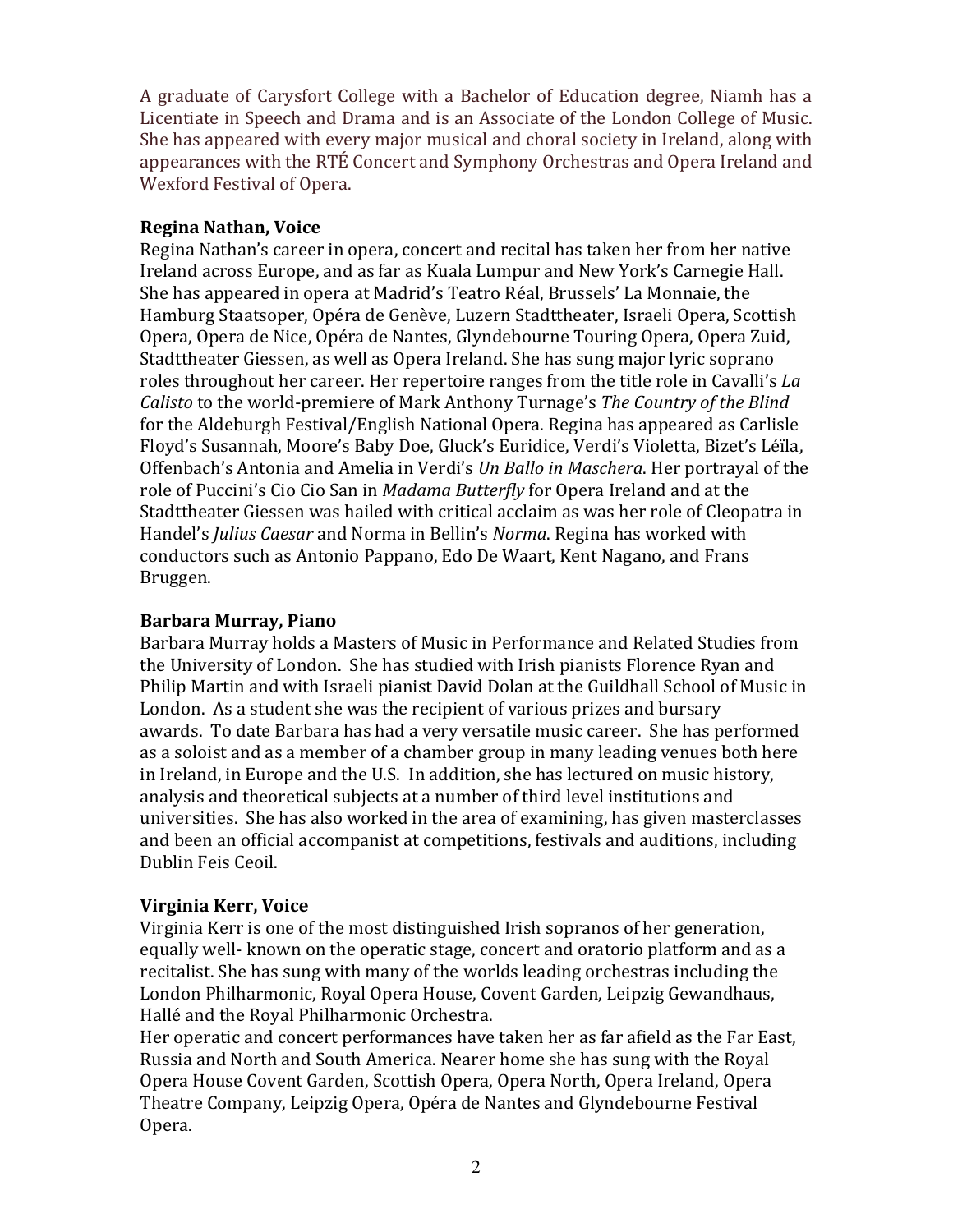A graduate of Carysfort College with a Bachelor of Education degree, Niamh has a Licentiate in Speech and Drama and is an Associate of the London College of Music. She has appeared with every major musical and choral society in Ireland, along with appearances with the RTÉ Concert and Symphony Orchestras and Opera Ireland and Wexford Festival of Opera.

**Regina Nathan, Voice**

Regina Nathan's career in opera, concert and recital has taken her from her native Ireland across Europe, and as far as Kuala Lumpur and New York's Carnegie Hall. She has appeared in opera at Madrid's Teatro Réal, Brussels' La Monnaie, the Hamburg Staatsoper, Opéra de Genève, Luzern Stadttheater, Israeli Opera, Scottish Opera, Opera de Nice, Opéra de Nantes, Glyndebourne Touring Opera, Opera Zuid, Stadttheater Giessen, as well as Opera Ireland. She has sung major lyric soprano roles throughout her career. Her repertoire ranges from the title role in Cavalli's *La Calisto* to the world-premiere of Mark Anthony Turnage's *The Country of the Blind* for the Aldeburgh Festival/English National Opera. Regina has appeared as Carlisle Floyd's Susannah, Moore's Baby Doe, Gluck's Euridice, Verdi's Violetta, Bizet's Léïla, Offenbach's Antonia and Amelia in Verdi's *Un Ballo in Maschera*. Her portrayal of the role of Puccini's Cio Cio San in *Madama Butterfly* for Opera Ireland and at the Stadttheater Giessen was hailed with critical acclaim as was her role of Cleopatra in Handel's *Julius Caesar* and Norma in Bellin's *Norma*. Regina has worked with conductors such as Antonio Pappano, Edo De Waart, Kent Nagano, and Frans Bruggen.

**Barbara Murray, Piano**

Barbara Murray holds a Masters of Music in Performance and Related Studies from the University of London. She has studied with Irish pianists Florence Ryan and Philip Martin and with Israeli pianist David Dolan at the Guildhall School of Music in London. As a student she was the recipient of various prizes and bursary awards. To date Barbara has had a very versatile music career. She has performed as a soloist and as a member of a chamber group in many leading venues both here in Ireland, in Europe and the U.S. In addition, she has lectured on music history, analysis and theoretical subjects at a number of third level institutions and universities. She has also worked in the area of examining, has given masterclasses and been an official accompanist at competitions, festivals and auditions, including Dublin Feis Ceoil.

**Virginia Kerr, Voice**

Virginia Kerr is one of the most distinguished Irish sopranos of her generation, equally well- known on the operatic stage, concert and oratorio platform and as a recitalist. She has sung with many of the worlds leading orchestras including the London Philharmonic, Royal Opera House, Covent Garden, Leipzig Gewandhaus, Hallé and the Royal Philharmonic Orchestra.

Her operatic and concert performances have taken her as far afield as the Far East, Russia and North and South America. Nearer home she has sung with the Royal Opera House Covent Garden, Scottish Opera, Opera North, Opera Ireland, Opera Theatre Company, Leipzig Opera, Opéra de Nantes and Glyndebourne Festival Opera.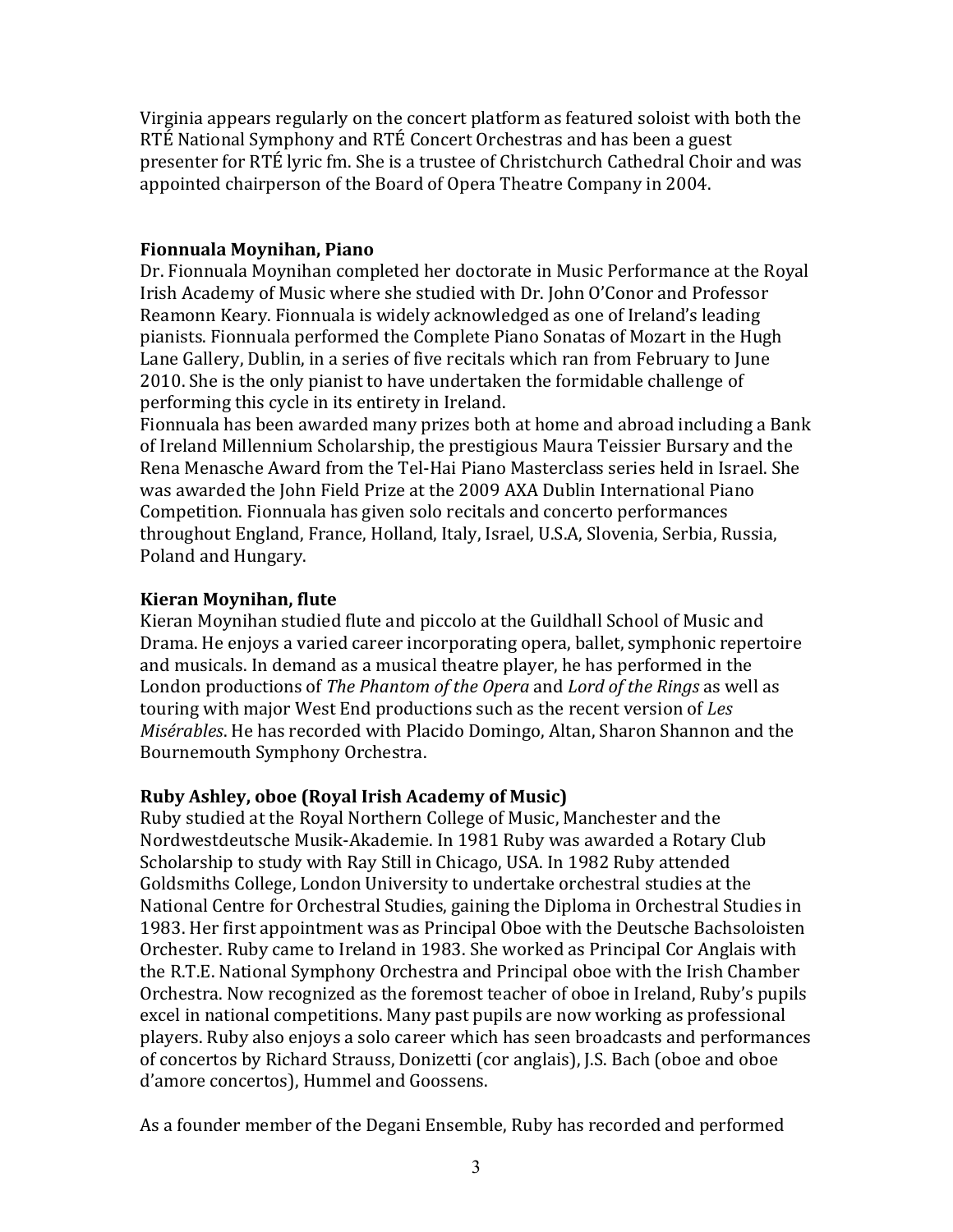Virginia appears regularly on the concert platform as featured soloist with both the RTÉ National Symphony and RTÉ Concert Orchestras and has been a guest presenter for RTÉ lyric fm. She is a trustee of Christchurch Cathedral Choir and was appointed chairperson of the Board of Opera Theatre Company in 2004.

**Fionnuala Moynihan, Piano**

Dr. Fionnuala Moynihan completed her doctorate in Music Performance at the Royal Irish Academy of Music where she studied with Dr. John O'Conor and Professor Reamonn Keary. Fionnuala is widely acknowledged as one of Ireland's leading pianists. Fionnuala performed the Complete Piano Sonatas of Mozart in the Hugh Lane Gallery, Dublin, in a series of five recitals which ran from February to June 2010. She is the only pianist to have undertaken the formidable challenge of performing this cycle in its entirety in Ireland.

Fionnuala has been awarded many prizes both at home and abroad including a Bank of Ireland Millennium Scholarship, the prestigious Maura Teissier Bursary and the Rena Menasche Award from the Tel-Hai Piano Masterclass series held in Israel. She was awarded the John Field Prize at the 2009 AXA Dublin International Piano Competition. Fionnuala has given solo recitals and concerto performances throughout England, France, Holland, Italy, Israel, U.S.A, Slovenia, Serbia, Russia, Poland and Hungary.

**Kieran Moynihan, flute**

Kieran Moynihan studied flute and piccolo at the Guildhall School of Music and Drama. He enjoys a varied career incorporating opera, ballet, symphonic repertoire and musicals. In demand as a musical theatre player, he has performed in the London productions of *The Phantom of the Opera* and *Lord of the Rings* as well as touring with major West End productions such as the recent version of *Les Misérables*. He has recorded with Placido Domingo, Altan, Sharon Shannon and the Bournemouth Symphony Orchestra.

**Ruby Ashley, oboe (Royal Irish Academy of Music)**

Ruby studied at the Royal Northern College of Music, Manchester and the Nordwestdeutsche Musik-Akademie. In 1981 Ruby was awarded a Rotary Club Scholarship to study with Ray Still in Chicago, USA. In 1982 Ruby attended Goldsmiths College, London University to undertake orchestral studies at the National Centre for Orchestral Studies, gaining the Diploma in Orchestral Studies in 1983. Her first appointment was as Principal Oboe with the Deutsche Bachsoloisten Orchester. Ruby came to Ireland in 1983. She worked as Principal Cor Anglais with the R.T.E. National Symphony Orchestra and Principal oboe with the Irish Chamber Orchestra. Now recognized as the foremost teacher of oboe in Ireland, Ruby's pupils excel in national competitions. Many past pupils are now working as professional players. Ruby also enjoys a solo career which has seen broadcasts and performances of concertos by Richard Strauss, Donizetti (cor anglais), J.S. Bach (oboe and oboe d'amore concertos), Hummel and Goossens.

As a founder member of the Degani Ensemble, Ruby has recorded and performed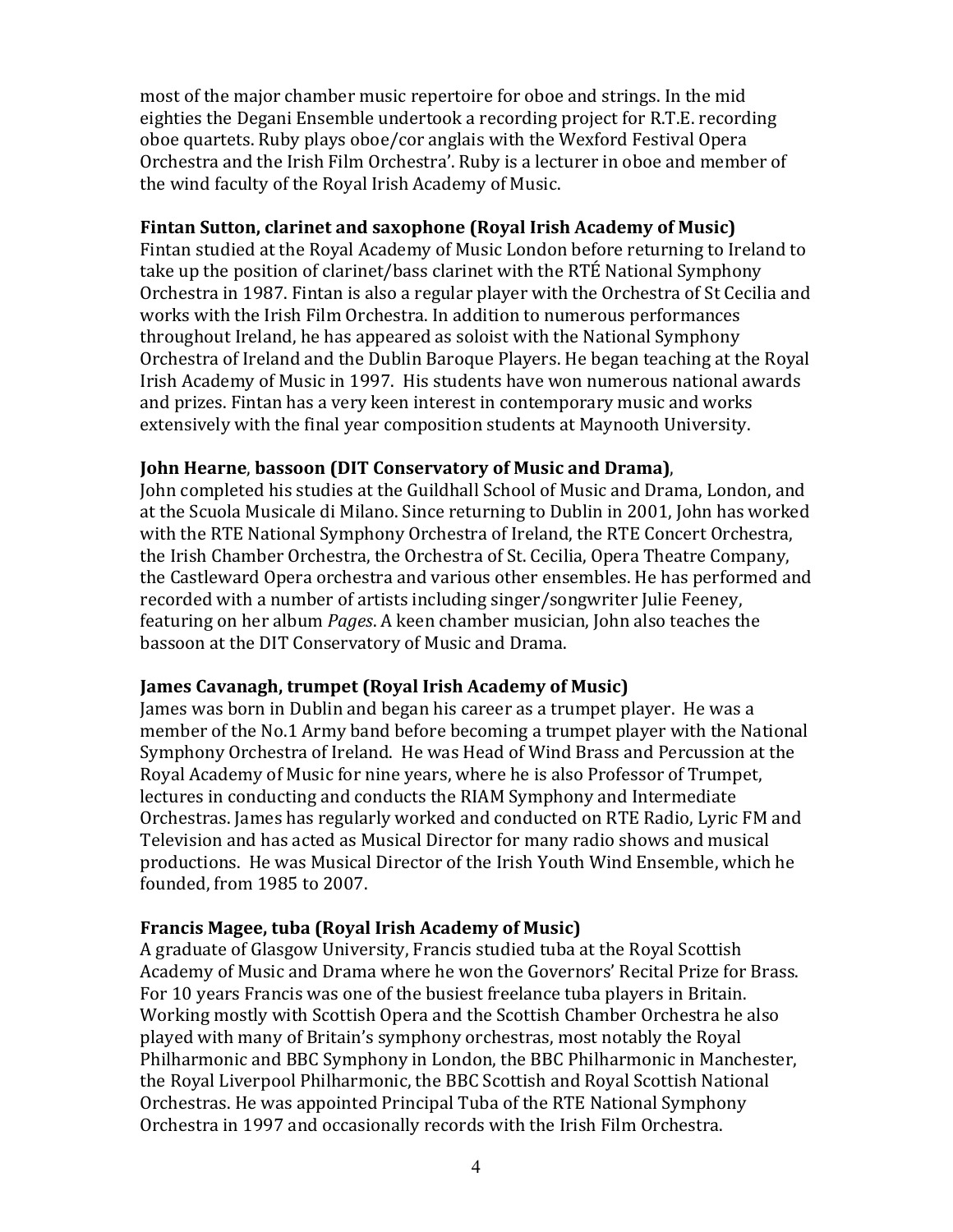most of the major chamber music repertoire for oboe and strings. In the mid eighties the Degani Ensemble undertook a recording project for R.T.E. recording oboe quartets. Ruby plays oboe/cor anglais with the Wexford Festival Opera Orchestra and the Irish Film Orchestra'. Ruby is a lecturer in oboe and member of the wind faculty of the Royal Irish Academy of Music.

**Fintan Sutton, clarinet and saxophone (Royal Irish Academy of Music)**
Fintan studied at the Royal Academy of Music London before returning to Ireland to take up the position of clarinet/bass clarinet with the RTÉ National Symphony Orchestra in 1987. Fintan is also a regular player with the Orchestra of St Cecilia and works with the Irish Film Orchestra. In addition to numerous performances throughout Ireland, he has appeared as soloist with the National Symphony Orchestra of Ireland and the Dublin Baroque Players. He began teaching at the Royal Irish Academy of Music in 1997. His students have won numerous national awards and prizes. Fintan has a very keen interest in contemporary music and works extensively with the final year composition students at Maynooth University.

**John Hearne, bassoon (DIT Conservatory of Music and Drama)**,
John completed his studies at the Guildhall School of Music and Drama, London, and at the Scuola Musicale di Milano. Since returning to Dublin in 2001, John has worked with the RTE National Symphony Orchestra of Ireland, the RTE Concert Orchestra, the Irish Chamber Orchestra, the Orchestra of St. Cecilia, Opera Theatre Company, the Castleward Opera orchestra and various other ensembles. He has performed and recorded with a number of artists including singer/songwriter Julie Feeney, featuring on her album *Pages*. A keen chamber musician, John also teaches the bassoon at the DIT Conservatory of Music and Drama.

**James Cavanagh, trumpet (Royal Irish Academy of Music)**
James was born in Dublin and began his career as a trumpet player. He was a member of the No.1 Army band before becoming a trumpet player with the National Symphony Orchestra of Ireland. He was Head of Wind Brass and Percussion at the Royal Academy of Music for nine years, where he is also Professor of Trumpet, lectures in conducting and conducts the RIAM Symphony and Intermediate Orchestras. James has regularly worked and conducted on RTE Radio, Lyric FM and Television and has acted as Musical Director for many radio shows and musical productions. He was Musical Director of the Irish Youth Wind Ensemble, which he founded, from 1985 to 2007.

**Francis Magee, tuba (Royal Irish Academy of Music)**
A graduate of Glasgow University, Francis studied tuba at the Royal Scottish Academy of Music and Drama where he won the Governors' Recital Prize for Brass. For 10 years Francis was one of the busiest freelance tuba players in Britain. Working mostly with Scottish Opera and the Scottish Chamber Orchestra he also played with many of Britain's symphony orchestras, most notably the Royal Philharmonic and BBC Symphony in London, the BBC Philharmonic in Manchester, the Royal Liverpool Philharmonic, the BBC Scottish and Royal Scottish National Orchestras. He was appointed Principal Tuba of the RTE National Symphony Orchestra in 1997 and occasionally records with the Irish Film Orchestra.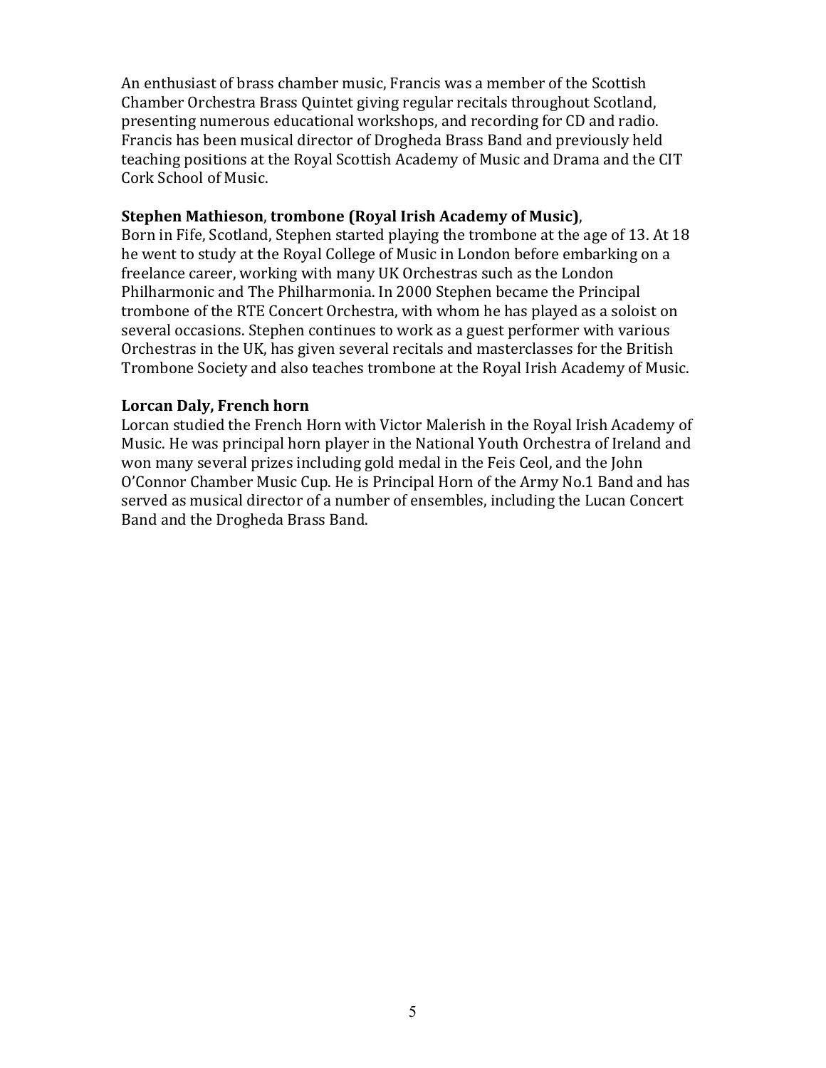An enthusiast of brass chamber music, Francis was a member of the Scottish Chamber Orchestra Brass Quintet giving regular recitals throughout Scotland, presenting numerous educational workshops, and recording for CD and radio. Francis has been musical director of Drogheda Brass Band and previously held teaching positions at the Royal Scottish Academy of Music and Drama and the CIT Cork School of Music.

**Stephen Mathieson**, **trombone (Royal Irish Academy of Music)**,
Born in Fife, Scotland, Stephen started playing the trombone at the age of 13. At 18 he went to study at the Royal College of Music in London before embarking on a freelance career, working with many UK Orchestras such as the London Philharmonic and The Philharmonia. In 2000 Stephen became the Principal trombone of the RTE Concert Orchestra, with whom he has played as a soloist on several occasions. Stephen continues to work as a guest performer with various Orchestras in the UK, has given several recitals and masterclasses for the British Trombone Society and also teaches trombone at the Royal Irish Academy of Music.

**Lorcan Daly, French horn**
Lorcan studied the French Horn with Victor Malerish in the Royal Irish Academy of Music. He was principal horn player in the National Youth Orchestra of Ireland and won many several prizes including gold medal in the Feis Ceol, and the John O'Connor Chamber Music Cup. He is Principal Horn of the Army No.1 Band and has served as musical director of a number of ensembles, including the Lucan Concert Band and the Drogheda Brass Band.